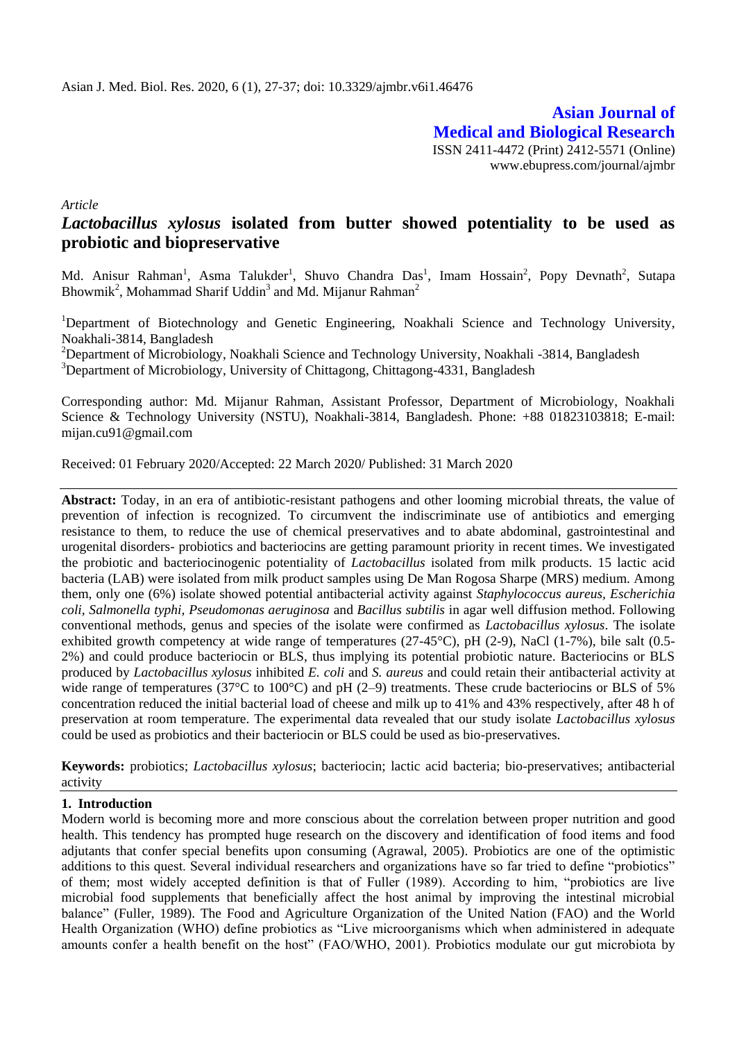# *Lactobacillus xylosus* isolated from butter showed potentiality to be used as probiotic and biopreservative

Md. Anisur Rahman[1], Asma Talukder[1], Shuvo Chandra Das[1], Imam Hossain[2], Popy Devnath[2], Sutapa Bhowmik[2], Mohammad Sharif Uddin[3] and Md. Mijanur Rahman[2]

[1]Department of Biotechnology and Genetic Engineering, Noakhali Science and Technology University, Noakhali-3814, Bangladesh

[2]Department of Microbiology, Noakhali Science and Technology University, Noakhali -3814, Bangladesh

[3]Department of Microbiology, University of Chittagong, Chittagong-4331, Bangladesh

Corresponding author: Md. Mijanur Rahman, Assistant Professor, Department of Microbiology, Noakhali Science & Technology University (NSTU), Noakhali-3814, Bangladesh. Phone: +88 01823103818; E-mail: mijan.cu91@gmail.com

Received: 01 February 2020/Accepted: 22 March 2020/ Published: 31 March 2020

**Abstract:** Today, in an era of antibiotic-resistant pathogens and other looming microbial threats, the value of prevention of infection is recognized. To circumvent the indiscriminate use of antibiotics and emerging resistance to them, to reduce the use of chemical preservatives and to abate abdominal, gastrointestinal and urogenital disorders- probiotics and bacteriocins are getting paramount priority in recent times. We investigated the probiotic and bacteriocinogenic potentiality of *Lactobacillus* isolated from milk products. 15 lactic acid bacteria (LAB) were isolated from milk product samples using De Man Rogosa Sharpe (MRS) medium. Among them, only one (6%) isolate showed potential antibacterial activity against *Staphylococcus aureus*, *Escherichia coli, Salmonella typhi*, *Pseudomonas aeruginosa* and *Bacillus subtilis* in agar well diffusion method. Following conventional methods, genus and species of the isolate were confirmed as *Lactobacillus xylosus*. The isolate exhibited growth competency at wide range of temperatures (27-45°C), pH (2-9), NaCl (1-7%), bile salt (0.5-2%) and could produce bacteriocin or BLS, thus implying its potential probiotic nature. Bacteriocins or BLS produced by *Lactobacillus xylosus* inhibited *E. coli* and *S. aureus* and could retain their antibacterial activity at wide range of temperatures (37°C to 100°C) and pH (2–9) treatments. These crude bacteriocins or BLS of 5% concentration reduced the initial bacterial load of cheese and milk up to 41% and 43% respectively, after 48 h of preservation at room temperature. The experimental data revealed that our study isolate *Lactobacillus xylosus* could be used as probiotics and their bacteriocin or BLS could be used as bio-preservatives.

**Keywords:** probiotics; *Lactobacillus xylosus*; bacteriocin; lactic acid bacteria; bio-preservatives; antibacterial activity

## 1. Introduction

Modern world is becoming more and more conscious about the correlation between proper nutrition and good health. This tendency has prompted huge research on the discovery and identification of food items and food adjutants that confer special benefits upon consuming (Agrawal, 2005). Probiotics are one of the optimistic additions to this quest. Several individual researchers and organizations have so far tried to define "probiotics" of them; most widely accepted definition is that of Fuller (1989). According to him, "probiotics are live microbial food supplements that beneficially affect the host animal by improving the intestinal microbial balance" (Fuller, 1989). The Food and Agriculture Organization of the United Nation (FAO) and the World Health Organization (WHO) define probiotics as "Live microorganisms which when administered in adequate amounts confer a health benefit on the host" (FAO/WHO, 2001). Probiotics modulate our gut microbiota by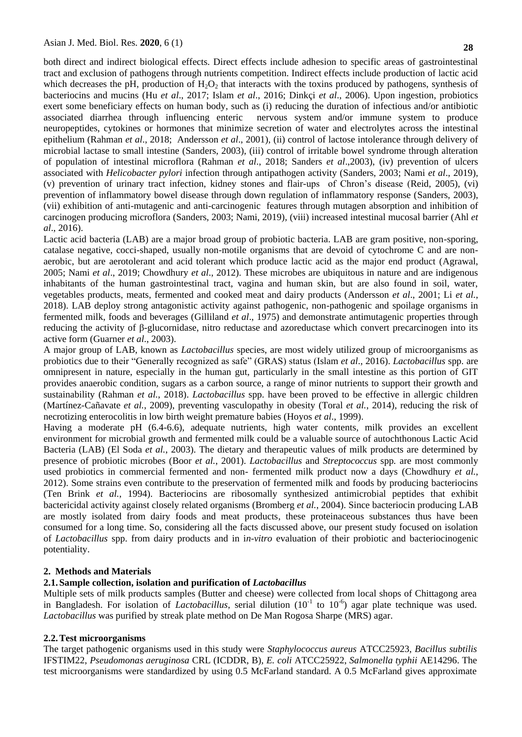both direct and indirect biological effects. Direct effects include adhesion to specific areas of gastrointestinal tract and exclusion of pathogens through nutrients competition. Indirect effects include production of lactic acid which decreases the pH, production of $H_2O_2$ that interacts with the toxins produced by pathogens, synthesis of bacteriocins and mucins (Hu *et al*., 2017; Islam *et al*., 2016; Dinkçi *et al*., 2006). Upon ingestion, probiotics exert some beneficiary effects on human body, such as (i) reducing the duration of infectious and/or antibiotic associated diarrhea through influencing enteric nervous system and/or immune system to produce neuropeptides, cytokines or hormones that minimize secretion of water and electrolytes across the intestinal epithelium (Rahman *et al*., 2018; Andersson *et al*., 2001), (ii) control of lactose intolerance through delivery of microbial lactase to small intestine (Sanders, 2003), (iii) control of irritable bowel syndrome through alteration of population of intestinal microflora (Rahman *et al*., 2018; Sanders *et al*.,2003), (iv) prevention of ulcers associated with *Helicobacter pylori* infection through antipathogen activity (Sanders, 2003; Nami *et al*., 2019), (v) prevention of urinary tract infection, kidney stones and flair-ups of Chron's disease (Reid, 2005), (vi) prevention of inflammatory bowel disease through down regulation of inflammatory response (Sanders, 2003), (vii) exhibition of anti-mutagenic and anti-carcinogenic features through mutagen absorption and inhibition of carcinogen producing microflora (Sanders, 2003; Nami, 2019), (viii) increased intestinal mucosal barrier (Ahl *et al*., 2016).

Lactic acid bacteria (LAB) are a major broad group of probiotic bacteria. LAB are gram positive, non-sporing, catalase negative, cocci-shaped, usually non-motile organisms that are devoid of cytochrome C and are non-aerobic, but are aerotolerant and acid tolerant which produce lactic acid as the major end product (Agrawal, 2005; Nami *et al*., 2019; Chowdhury *et al*., 2012). These microbes are ubiquitous in nature and are indigenous inhabitants of the human gastrointestinal tract, vagina and human skin, but are also found in soil, water, vegetables products, meats, fermented and cooked meat and dairy products (Andersson *et al*., 2001; Li *et al.*, 2018). LAB deploy strong antagonistic activity against pathogenic, non-pathogenic and spoilage organisms in fermented milk, foods and beverages (Gilliland *et al*., 1975) and demonstrate antimutagenic properties through reducing the activity of β-glucornidase, nitro reductase and azoreductase which convert precarcinogen into its active form (Guarner *et al*., 2003).

A major group of LAB, known as *Lactobacillus* species, are most widely utilized group of microorganisms as probiotics due to their "Generally recognized as safe" (GRAS) status (Islam *et al*., 2016). *Lactobacillus* spp. are omnipresent in nature, especially in the human gut, particularly in the small intestine as this portion of GIT provides anaerobic condition, sugars as a carbon source, a range of minor nutrients to support their growth and sustainability (Rahman *et al.*, 2018). *Lactobacillus* spp. have been proved to be effective in allergic children (Martínez-Cañavate *et al.*, 2009), preventing vasculopathy in obesity (Toral *et al.*, 2014), reducing the risk of necrotizing enterocolitis in low birth weight premature babies (Hoyos *et al*., 1999).

Having a moderate pH (6.4-6.6), adequate nutrients, high water contents, milk provides an excellent environment for microbial growth and fermented milk could be a valuable source of autochthonous Lactic Acid Bacteria (LAB) (El Soda *et al.*, 2003). The dietary and therapeutic values of milk products are determined by presence of probiotic microbes (Boor *et al.*, 2001). *Lactobacillus* and *Streptococcus* spp*.* are most commonly used probiotics in commercial fermented and non- fermented milk product now a days (Chowdhury *et al.*, 2012). Some strains even contribute to the preservation of fermented milk and foods by producing bacteriocins (Ten Brink *et al.*, 1994). Bacteriocins are ribosomally synthesized antimicrobial peptides that exhibit bactericidal activity against closely related organisms (Bromberg *et al.*, 2004). Since bacteriocin producing LAB are mostly isolated from dairy foods and meat products, these proteinaceous substances thus have been consumed for a long time. So, considering all the facts discussed above, our present study focused on isolation of *Lactobacillus* spp. from dairy products and in i*n-vitro* evaluation of their probiotic and bacteriocinogenic potentiality.

## 2. Methods and Materials

### 2.1. Sample collection, isolation and purification of *Lactobacillus*

Multiple sets of milk products samples (Butter and cheese) were collected from local shops of Chittagong area in Bangladesh. For isolation of *Lactobacillus*, serial dilution ($10^{-1}$ to $10^{-6}$) agar plate technique was used. *Lactobacillus* was purified by streak plate method on De Man Rogosa Sharpe (MRS) agar.

### 2.2. Test microorganisms

The target pathogenic organisms used in this study were *Staphylococcus aureus* ATCC25923, *Bacillus subtilis* IFSTIM22, *Pseudomonas aeruginosa* CRL (ICDDR, B)*, E. coli* ATCC25922, *Salmonella typhii* AE14296. The test microorganisms were standardized by using 0.5 McFarland standard. A 0.5 McFarland gives approximate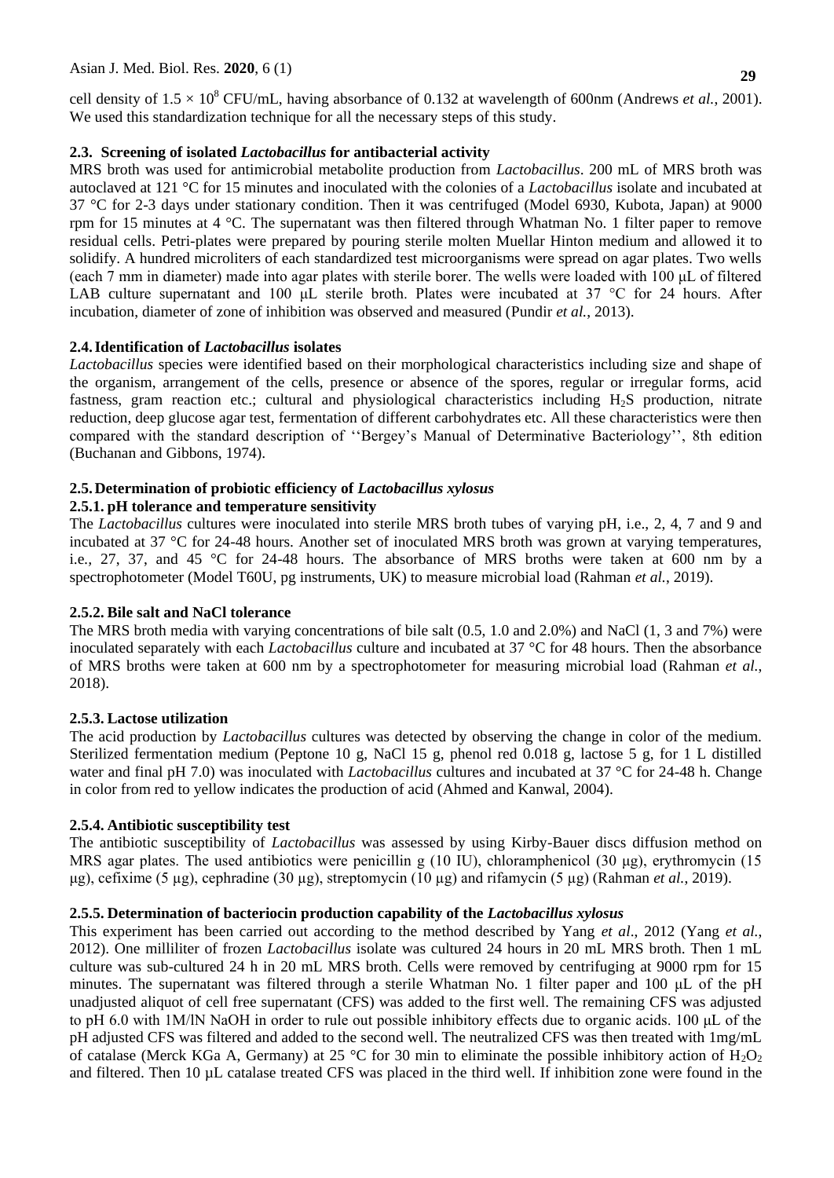cell density of $1.5 \times 10^8$ CFU/mL, having absorbance of 0.132 at wavelength of 600nm (Andrews *et al.*, 2001). We used this standardization technique for all the necessary steps of this study.

### 2.3. Screening of isolated *Lactobacillus* for antibacterial activity

MRS broth was used for antimicrobial metabolite production from *Lactobacillus*. 200 mL of MRS broth was autoclaved at 121 °C for 15 minutes and inoculated with the colonies of a *Lactobacillus* isolate and incubated at 37 °C for 2-3 days under stationary condition. Then it was centrifuged (Model 6930, Kubota, Japan) at 9000 rpm for 15 minutes at 4 °C. The supernatant was then filtered through Whatman No. 1 filter paper to remove residual cells. Petri-plates were prepared by pouring sterile molten Muellar Hinton medium and allowed it to solidify. A hundred microliters of each standardized test microorganisms were spread on agar plates. Two wells (each 7 mm in diameter) made into agar plates with sterile borer. The wells were loaded with 100 µL of filtered LAB culture supernatant and 100 µL sterile broth. Plates were incubated at 37 °C for 24 hours. After incubation, diameter of zone of inhibition was observed and measured (Pundir *et al.*, 2013).

### 2.4. Identification of *Lactobacillus* isolates

*Lactobacillus* species were identified based on their morphological characteristics including size and shape of the organism, arrangement of the cells, presence or absence of the spores, regular or irregular forms, acid fastness, gram reaction etc.; cultural and physiological characteristics including $H_2S$ production, nitrate reduction, deep glucose agar test, fermentation of different carbohydrates etc. All these characteristics were then compared with the standard description of ''Bergey's Manual of Determinative Bacteriology'', 8th edition (Buchanan and Gibbons, 1974).

### 2.5. Determination of probiotic efficiency of *Lactobacillus xylosus*

#### 2.5.1. pH tolerance and temperature sensitivity

The *Lactobacillus* cultures were inoculated into sterile MRS broth tubes of varying pH, i.e., 2, 4, 7 and 9 and incubated at 37 °C for 24-48 hours. Another set of inoculated MRS broth was grown at varying temperatures, i.e., 27, 37, and 45 °C for 24-48 hours. The absorbance of MRS broths were taken at 600 nm by a spectrophotometer (Model T60U, pg instruments, UK) to measure microbial load (Rahman *et al.*, 2019).

#### 2.5.2. Bile salt and NaCl tolerance

The MRS broth media with varying concentrations of bile salt (0.5, 1.0 and 2.0%) and NaCl (1, 3 and 7%) were inoculated separately with each *Lactobacillus* culture and incubated at 37 °C for 48 hours. Then the absorbance of MRS broths were taken at 600 nm by a spectrophotometer for measuring microbial load (Rahman *et al.*, 2018).

#### 2.5.3. Lactose utilization

The acid production by *Lactobacillus* cultures was detected by observing the change in color of the medium. Sterilized fermentation medium (Peptone 10 g, NaCl 15 g, phenol red 0.018 g, lactose 5 g, for 1 L distilled water and final pH 7.0) was inoculated with *Lactobacillus* cultures and incubated at 37 °C for 24-48 h. Change in color from red to yellow indicates the production of acid (Ahmed and Kanwal, 2004).

#### 2.5.4. Antibiotic susceptibility test

The antibiotic susceptibility of *Lactobacillus* was assessed by using Kirby-Bauer discs diffusion method on MRS agar plates. The used antibiotics were penicillin g (10 IU), chloramphenicol (30 µg), erythromycin (15 µg), cefixime (5 µg), cephradine (30 µg), streptomycin (10 µg) and rifamycin (5 µg) (Rahman *et al.*, 2019).

#### 2.5.5. Determination of bacteriocin production capability of the *Lactobacillus xylosus*

This experiment has been carried out according to the method described by Yang *et al*., 2012 (Yang *et al.*, 2012). One milliliter of frozen *Lactobacillus* isolate was cultured 24 hours in 20 mL MRS broth. Then 1 mL culture was sub-cultured 24 h in 20 mL MRS broth. Cells were removed by centrifuging at 9000 rpm for 15 minutes. The supernatant was filtered through a sterile Whatman No. 1 filter paper and 100 µL of the pH unadjusted aliquot of cell free supernatant (CFS) was added to the first well. The remaining CFS was adjusted to pH 6.0 with 1M/lN NaOH in order to rule out possible inhibitory effects due to organic acids. 100 µL of the pH adjusted CFS was filtered and added to the second well. The neutralized CFS was then treated with 1mg/mL of catalase (Merck KGa A, Germany) at 25 °C for 30 min to eliminate the possible inhibitory action of $H_2O_2$ and filtered. Then 10 µL catalase treated CFS was placed in the third well. If inhibition zone were found in the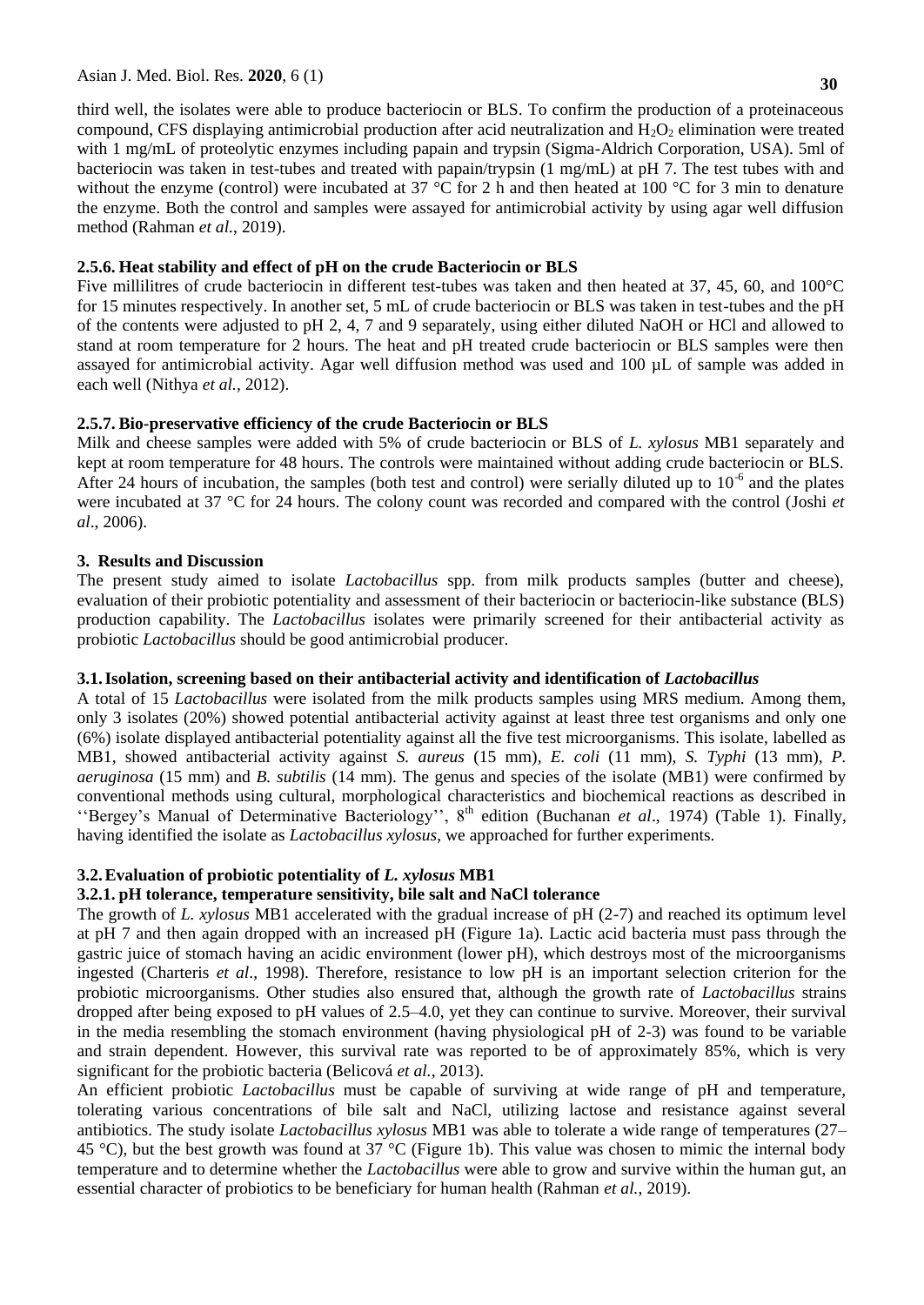third well, the isolates were able to produce bacteriocin or BLS. To confirm the production of a proteinaceous compound, CFS displaying antimicrobial production after acid neutralization and $H_2O_2$ elimination were treated with 1 mg/mL of proteolytic enzymes including papain and trypsin (Sigma-Aldrich Corporation, USA). 5ml of bacteriocin was taken in test-tubes and treated with papain/trypsin (1 mg/mL) at pH 7. The test tubes with and without the enzyme (control) were incubated at 37 °C for 2 h and then heated at 100 °C for 3 min to denature the enzyme. Both the control and samples were assayed for antimicrobial activity by using agar well diffusion method (Rahman *et al.*, 2019).

### 2.5.6. Heat stability and effect of pH on the crude Bacteriocin or BLS

Five millilitres of crude bacteriocin in different test-tubes was taken and then heated at 37, 45, 60, and 100°C for 15 minutes respectively. In another set, 5 mL of crude bacteriocin or BLS was taken in test-tubes and the pH of the contents were adjusted to pH 2, 4, 7 and 9 separately, using either diluted NaOH or HCl and allowed to stand at room temperature for 2 hours. The heat and pH treated crude bacteriocin or BLS samples were then assayed for antimicrobial activity. Agar well diffusion method was used and 100 µL of sample was added in each well (Nithya *et al.*, 2012).

### 2.5.7. Bio-preservative efficiency of the crude Bacteriocin or BLS

Milk and cheese samples were added with 5% of crude bacteriocin or BLS of *L. xylosus* MB1 separately and kept at room temperature for 48 hours. The controls were maintained without adding crude bacteriocin or BLS. After 24 hours of incubation, the samples (both test and control) were serially diluted up to $10^{-6}$ and the plates were incubated at 37 °C for 24 hours. The colony count was recorded and compared with the control (Joshi *et al*., 2006).

## 3. Results and Discussion

The present study aimed to isolate *Lactobacillus* spp. from milk products samples (butter and cheese), evaluation of their probiotic potentiality and assessment of their bacteriocin or bacteriocin-like substance (BLS) production capability. The *Lactobacillus* isolates were primarily screened for their antibacterial activity as probiotic *Lactobacillus* should be good antimicrobial producer.

### 3.1. Isolation, screening based on their antibacterial activity and identification of *Lactobacillus*

A total of 15 *Lactobacillus* were isolated from the milk products samples using MRS medium. Among them, only 3 isolates (20%) showed potential antibacterial activity against at least three test organisms and only one (6%) isolate displayed antibacterial potentiality against all the five test microorganisms. This isolate, labelled as MB1, showed antibacterial activity against *S. aureus* (15 mm), *E. coli* (11 mm), *S. Typhi* (13 mm), *P. aeruginosa* (15 mm) and *B. subtilis* (14 mm). The genus and species of the isolate (MB1) were confirmed by conventional methods using cultural, morphological characteristics and biochemical reactions as described in ''Bergey's Manual of Determinative Bacteriology'', 8th edition (Buchanan *et al*., 1974) (Table 1). Finally, having identified the isolate as *Lactobacillus xylosus*, we approached for further experiments.

### 3.2. Evaluation of probiotic potentiality of *L. xylosus* MB1

#### 3.2.1. pH tolerance, temperature sensitivity, bile salt and NaCl tolerance

The growth of *L. xylosus* MB1 accelerated with the gradual increase of pH (2-7) and reached its optimum level at pH 7 and then again dropped with an increased pH (Figure 1a). Lactic acid bacteria must pass through the gastric juice of stomach having an acidic environment (lower pH), which destroys most of the microorganisms ingested (Charteris *et al*., 1998). Therefore, resistance to low pH is an important selection criterion for the probiotic microorganisms. Other studies also ensured that, although the growth rate of *Lactobacillus* strains dropped after being exposed to pH values of 2.5–4.0, yet they can continue to survive. Moreover, their survival in the media resembling the stomach environment (having physiological pH of 2-3) was found to be variable and strain dependent. However, this survival rate was reported to be of approximately 85%, which is very significant for the probiotic bacteria (Belicová *et al.*, 2013).

An efficient probiotic *Lactobacillus* must be capable of surviving at wide range of pH and temperature, tolerating various concentrations of bile salt and NaCl, utilizing lactose and resistance against several antibiotics. The study isolate *Lactobacillus xylosus* MB1 was able to tolerate a wide range of temperatures (27–45 °C), but the best growth was found at 37 °C (Figure 1b). This value was chosen to mimic the internal body temperature and to determine whether the *Lactobacillus* were able to grow and survive within the human gut, an essential character of probiotics to be beneficiary for human health (Rahman *et al.*, 2019).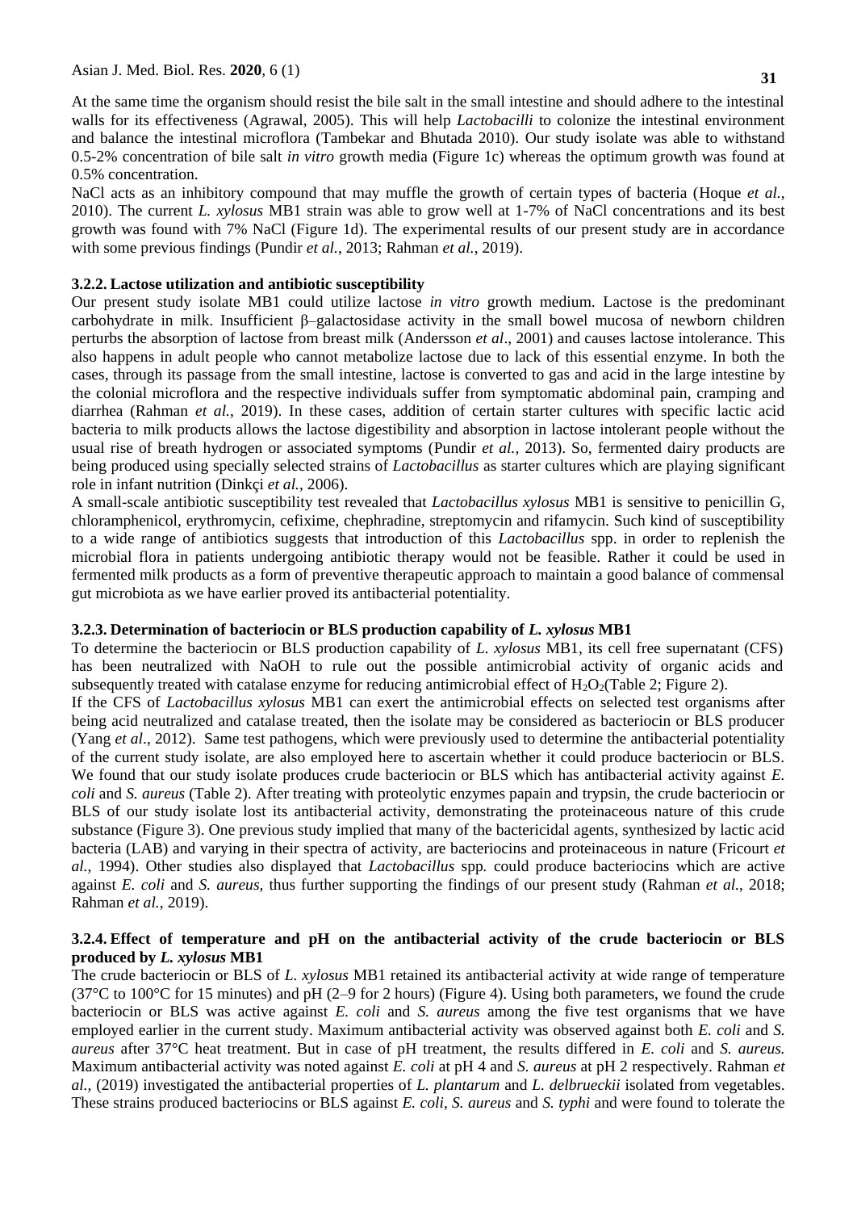At the same time the organism should resist the bile salt in the small intestine and should adhere to the intestinal walls for its effectiveness (Agrawal, 2005). This will help *Lactobacilli* to colonize the intestinal environment and balance the intestinal microflora (Tambekar and Bhutada 2010). Our study isolate was able to withstand 0.5-2% concentration of bile salt *in vitro* growth media (Figure 1c) whereas the optimum growth was found at 0.5% concentration.

NaCl acts as an inhibitory compound that may muffle the growth of certain types of bacteria (Hoque *et al.*, 2010). The current *L. xylosus* MB1 strain was able to grow well at 1-7% of NaCl concentrations and its best growth was found with 7% NaCl (Figure 1d). The experimental results of our present study are in accordance with some previous findings (Pundir *et al.*, 2013; Rahman *et al.*, 2019).

### 3.2.2. Lactose utilization and antibiotic susceptibility

Our present study isolate MB1 could utilize lactose *in vitro* growth medium. Lactose is the predominant carbohydrate in milk. Insufficient β–galactosidase activity in the small bowel mucosa of newborn children perturbs the absorption of lactose from breast milk (Andersson *et al*., 2001) and causes lactose intolerance. This also happens in adult people who cannot metabolize lactose due to lack of this essential enzyme. In both the cases, through its passage from the small intestine, lactose is converted to gas and acid in the large intestine by the colonial microflora and the respective individuals suffer from symptomatic abdominal pain, cramping and diarrhea (Rahman *et al.*, 2019). In these cases, addition of certain starter cultures with specific lactic acid bacteria to milk products allows the lactose digestibility and absorption in lactose intolerant people without the usual rise of breath hydrogen or associated symptoms (Pundir *et al.*, 2013). So, fermented dairy products are being produced using specially selected strains of *Lactobacillus* as starter cultures which are playing significant role in infant nutrition (Dinkçi *et al.*, 2006).

A small-scale antibiotic susceptibility test revealed that *Lactobacillus xylosus* MB1 is sensitive to penicillin G, chloramphenicol, erythromycin, cefixime, chephradine, streptomycin and rifamycin. Such kind of susceptibility to a wide range of antibiotics suggests that introduction of this *Lactobacillus* spp. in order to replenish the microbial flora in patients undergoing antibiotic therapy would not be feasible. Rather it could be used in fermented milk products as a form of preventive therapeutic approach to maintain a good balance of commensal gut microbiota as we have earlier proved its antibacterial potentiality.

### 3.2.3. Determination of bacteriocin or BLS production capability of *L. xylosus* MB1

To determine the bacteriocin or BLS production capability of *L. xylosus* MB1, its cell free supernatant (CFS) has been neutralized with NaOH to rule out the possible antimicrobial activity of organic acids and subsequently treated with catalase enzyme for reducing antimicrobial effect of $H_2O_2$(Table 2; Figure 2).

If the CFS of *Lactobacillus xylosus* MB1 can exert the antimicrobial effects on selected test organisms after being acid neutralized and catalase treated, then the isolate may be considered as bacteriocin or BLS producer (Yang *et al*., 2012). Same test pathogens, which were previously used to determine the antibacterial potentiality of the current study isolate, are also employed here to ascertain whether it could produce bacteriocin or BLS. We found that our study isolate produces crude bacteriocin or BLS which has antibacterial activity against *E. coli* and *S. aureus* (Table 2). After treating with proteolytic enzymes papain and trypsin, the crude bacteriocin or BLS of our study isolate lost its antibacterial activity, demonstrating the proteinaceous nature of this crude substance (Figure 3). One previous study implied that many of the bactericidal agents, synthesized by lactic acid bacteria (LAB) and varying in their spectra of activity, are bacteriocins and proteinaceous in nature (Fricourt *et al.,* 1994). Other studies also displayed that *Lactobacillus* spp*.* could produce bacteriocins which are active against *E. coli* and *S. aureus,* thus further supporting the findings of our present study (Rahman *et al.*, 2018; Rahman *et al.*, 2019).

### 3.2.4. Effect of temperature and pH on the antibacterial activity of the crude bacteriocin or BLS produced by *L. xylosus* MB1

The crude bacteriocin or BLS of *L. xylosus* MB1 retained its antibacterial activity at wide range of temperature (37°C to 100°C for 15 minutes) and pH (2–9 for 2 hours) (Figure 4). Using both parameters, we found the crude bacteriocin or BLS was active against *E. coli* and *S. aureus* among the five test organisms that we have employed earlier in the current study. Maximum antibacterial activity was observed against both *E. coli* and *S. aureus* after 37°C heat treatment. But in case of pH treatment, the results differed in *E. coli* and *S. aureus.* Maximum antibacterial activity was noted against *E. coli* at pH 4 and *S. aureus* at pH 2 respectively. Rahman *et al.,* (2019) investigated the antibacterial properties of *L. plantarum* and *L. delbrueckii* isolated from vegetables. These strains produced bacteriocins or BLS against *E. coli, S. aureus* and *S. typhi* and were found to tolerate the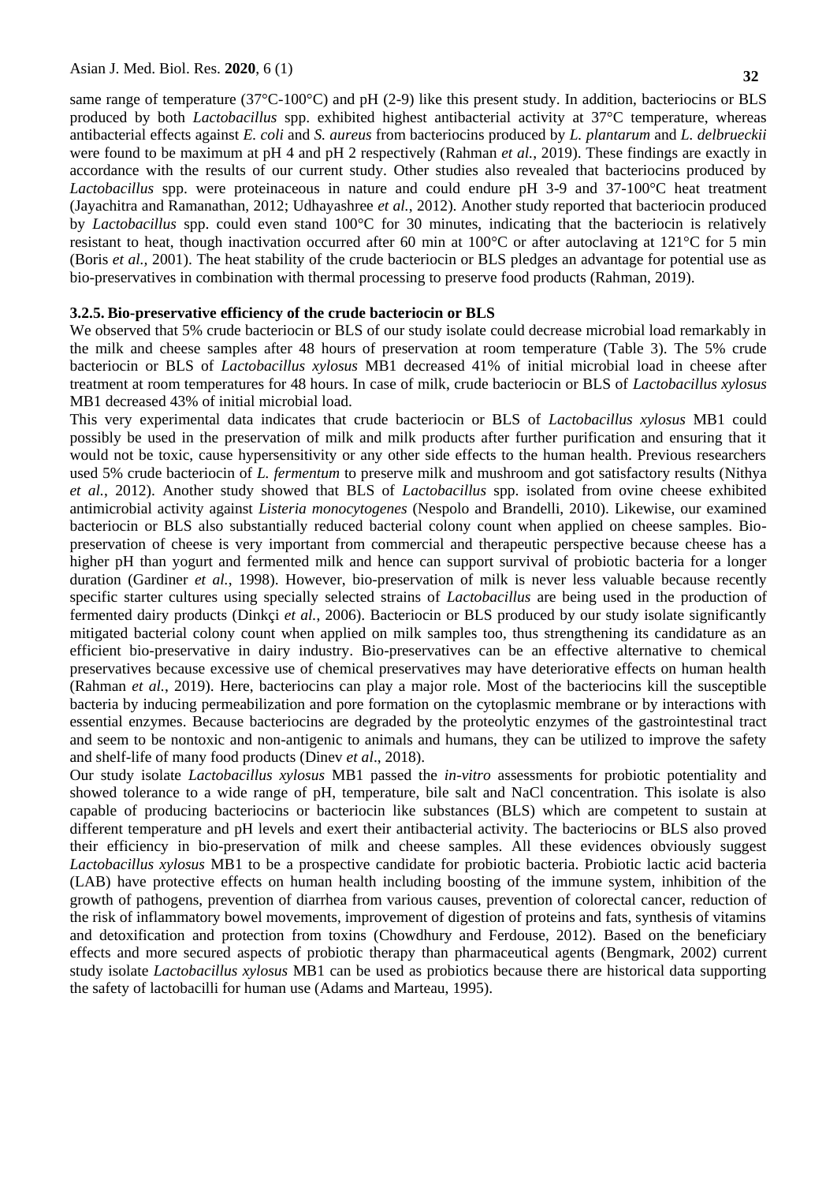same range of temperature (37°C-100°C) and pH (2-9) like this present study. In addition, bacteriocins or BLS produced by both *Lactobacillus* spp. exhibited highest antibacterial activity at 37°C temperature, whereas antibacterial effects against *E. coli* and *S. aureus* from bacteriocins produced by *L. plantarum* and *L. delbrueckii* were found to be maximum at pH 4 and pH 2 respectively (Rahman *et al.*, 2019). These findings are exactly in accordance with the results of our current study. Other studies also revealed that bacteriocins produced by *Lactobacillus* spp. were proteinaceous in nature and could endure pH 3-9 and 37-100°C heat treatment (Jayachitra and Ramanathan, 2012; Udhayashree *et al.*, 2012). Another study reported that bacteriocin produced by *Lactobacillus* spp. could even stand 100°C for 30 minutes, indicating that the bacteriocin is relatively resistant to heat, though inactivation occurred after 60 min at 100°C or after autoclaving at 121°C for 5 min (Boris *et al.,* 2001). The heat stability of the crude bacteriocin or BLS pledges an advantage for potential use as bio-preservatives in combination with thermal processing to preserve food products (Rahman, 2019).

### 3.2.5. Bio-preservative efficiency of the crude bacteriocin or BLS

We observed that 5% crude bacteriocin or BLS of our study isolate could decrease microbial load remarkably in the milk and cheese samples after 48 hours of preservation at room temperature (Table 3). The 5% crude bacteriocin or BLS of *Lactobacillus xylosus* MB1 decreased 41% of initial microbial load in cheese after treatment at room temperatures for 48 hours. In case of milk, crude bacteriocin or BLS of *Lactobacillus xylosus* MB1 decreased 43% of initial microbial load.

This very experimental data indicates that crude bacteriocin or BLS of *Lactobacillus xylosus* MB1 could possibly be used in the preservation of milk and milk products after further purification and ensuring that it would not be toxic, cause hypersensitivity or any other side effects to the human health. Previous researchers used 5% crude bacteriocin of *L. fermentum* to preserve milk and mushroom and got satisfactory results (Nithya *et al.*, 2012). Another study showed that BLS of *Lactobacillus* spp. isolated from ovine cheese exhibited antimicrobial activity against *Listeria monocytogenes* (Nespolo and Brandelli, 2010). Likewise, our examined bacteriocin or BLS also substantially reduced bacterial colony count when applied on cheese samples. Bio-preservation of cheese is very important from commercial and therapeutic perspective because cheese has a higher pH than yogurt and fermented milk and hence can support survival of probiotic bacteria for a longer duration (Gardiner *et al.*, 1998). However, bio-preservation of milk is never less valuable because recently specific starter cultures using specially selected strains of *Lactobacillus* are being used in the production of fermented dairy products (Dinkçi *et al.*, 2006). Bacteriocin or BLS produced by our study isolate significantly mitigated bacterial colony count when applied on milk samples too, thus strengthening its candidature as an efficient bio-preservative in dairy industry. Bio-preservatives can be an effective alternative to chemical preservatives because excessive use of chemical preservatives may have deteriorative effects on human health (Rahman *et al.*, 2019). Here, bacteriocins can play a major role. Most of the bacteriocins kill the susceptible bacteria by inducing permeabilization and pore formation on the cytoplasmic membrane or by interactions with essential enzymes. Because bacteriocins are degraded by the proteolytic enzymes of the gastrointestinal tract and seem to be nontoxic and non-antigenic to animals and humans, they can be utilized to improve the safety and shelf-life of many food products (Dinev *et al*., 2018).

Our study isolate *Lactobacillus xylosus* MB1 passed the *in-vitro* assessments for probiotic potentiality and showed tolerance to a wide range of pH, temperature, bile salt and NaCl concentration. This isolate is also capable of producing bacteriocins or bacteriocin like substances (BLS) which are competent to sustain at different temperature and pH levels and exert their antibacterial activity. The bacteriocins or BLS also proved their efficiency in bio-preservation of milk and cheese samples. All these evidences obviously suggest *Lactobacillus xylosus* MB1 to be a prospective candidate for probiotic bacteria. Probiotic lactic acid bacteria (LAB) have protective effects on human health including boosting of the immune system, inhibition of the growth of pathogens, prevention of diarrhea from various causes, prevention of colorectal cancer, reduction of the risk of inflammatory bowel movements, improvement of digestion of proteins and fats, synthesis of vitamins and detoxification and protection from toxins (Chowdhury and Ferdouse, 2012). Based on the beneficiary effects and more secured aspects of probiotic therapy than pharmaceutical agents (Bengmark, 2002) current study isolate *Lactobacillus xylosus* MB1 can be used as probiotics because there are historical data supporting the safety of lactobacilli for human use (Adams and Marteau, 1995).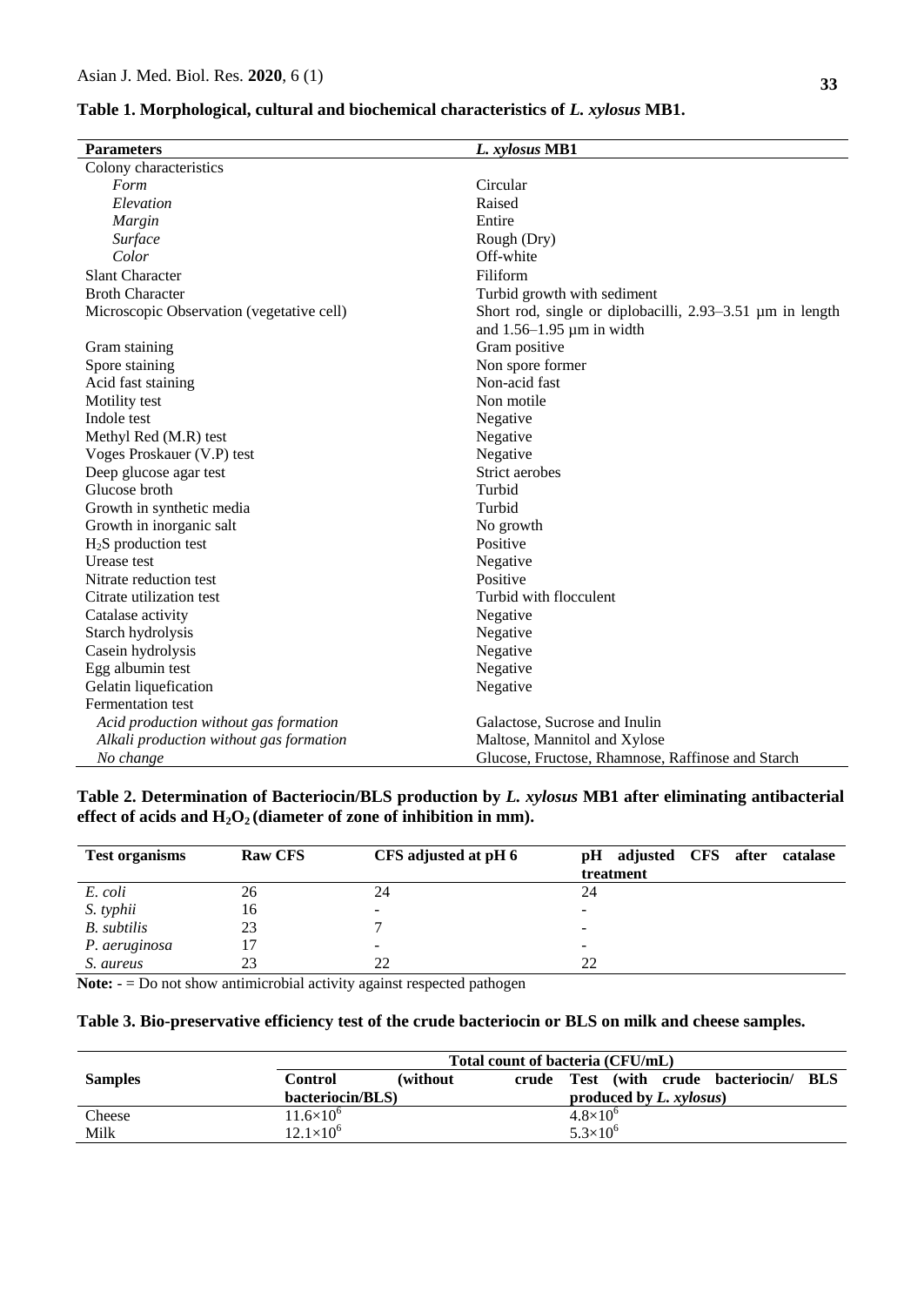**Table 1. Morphological, cultural and biochemical characteristics of *L. xylosus* MB1.**

| Parameters | *L. xylosus* MB1 |
|---|---|
| Colony characteristics | |
| *Form* | Circular |
| *Elevation* | Raised |
| *Margin* | Entire |
| *Surface* | Rough (Dry) |
| *Color* | Off-white |
| Slant Character | Filiform |
| Broth Character | Turbid growth with sediment |
| Microscopic Observation (vegetative cell) | Short rod, single or diplobacilli, 2.93–3.51 µm in length and 1.56–1.95 µm in width |
| Gram staining | Gram positive |
| Spore staining | Non spore former |
| Acid fast staining | Non-acid fast |
| Motility test | Non motile |
| Indole test | Negative |
| Methyl Red (M.R) test | Negative |
| Voges Proskauer (V.P) test | Negative |
| Deep glucose agar test | Strict aerobes |
| Glucose broth | Turbid |
| Growth in synthetic media | Turbid |
| Growth in inorganic salt | No growth |
| $H_2S$ production test | Positive |
| Urease test | Negative |
| Nitrate reduction test | Positive |
| Citrate utilization test | Turbid with flocculent |
| Catalase activity | Negative |
| Starch hydrolysis | Negative |
| Casein hydrolysis | Negative |
| Egg albumin test | Negative |
| Gelatin liquefication | Negative |
| Fermentation test | |
| *Acid production without gas formation* | Galactose, Sucrose and Inulin |
| *Alkali production without gas formation* | Maltose, Mannitol and Xylose |
| *No change* | Glucose, Fructose, Rhamnose, Raffinose and Starch |

**Table 2. Determination of Bacteriocin/BLS production by *L. xylosus* MB1 after eliminating antibacterial effect of acids and $H_2O_2$ (diameter of zone of inhibition in mm).**

| Test organisms | Raw CFS | CFS adjusted at pH 6 | pH adjusted CFS after catalase treatment |
|---|---|---|---|
| *E. coli* | 26 | 24 | 24 |
| *S. typhii* | 16 | - | - |
| *B. subtilis* | 23 | 7 | - |
| *P. aeruginosa* | 17 | - | - |
| *S. aureus* | 23 | 22 | 22 |

**Note:** - = Do not show antimicrobial activity against respected pathogen

**Table 3. Bio-preservative efficiency test of the crude bacteriocin or BLS on milk and cheese samples.**

| Samples | Total count of bacteria (CFU/mL) | |
|---|---|---|
| | Control (without crude bacteriocin/BLS) | Test (with crude bacteriocin/ BLS produced by *L. xylosus*) |
| Cheese | $11.6\times10^6$ | $4.8\times10^6$ |
| Milk | $12.1\times10^6$ | $5.3\times10^6$ |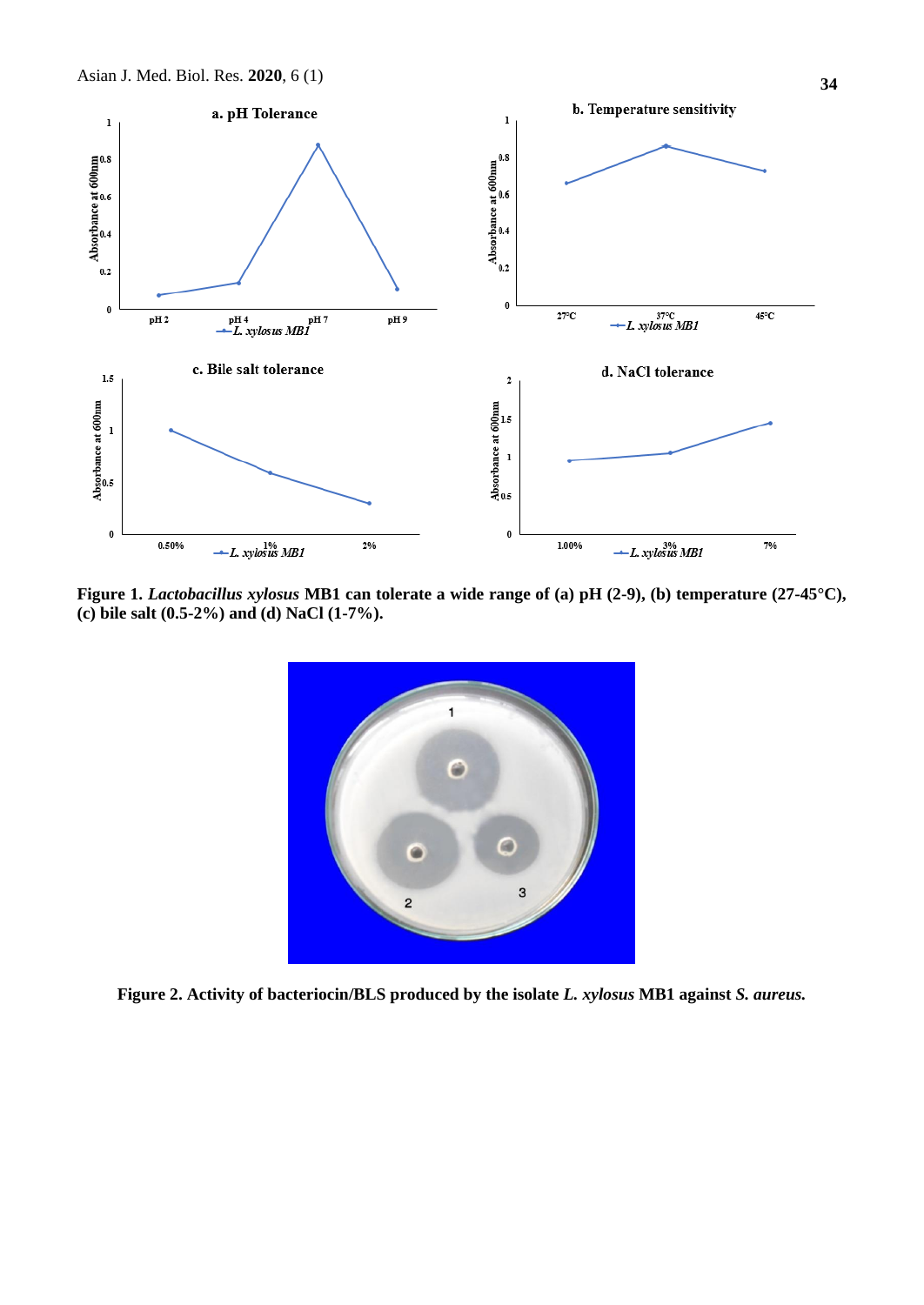**Figure 1.** ***Lactobacillus xylosus*** **MB1 can tolerate a wide range of (a) pH (2-9), (b) temperature (27-45°C), (c) bile salt (0.5-2%) and (d) NaCl (1-7%).**

**Figure 2. Activity of bacteriocin/BLS produced by the isolate *L. xylosus* MB1 against *S. aureus*.**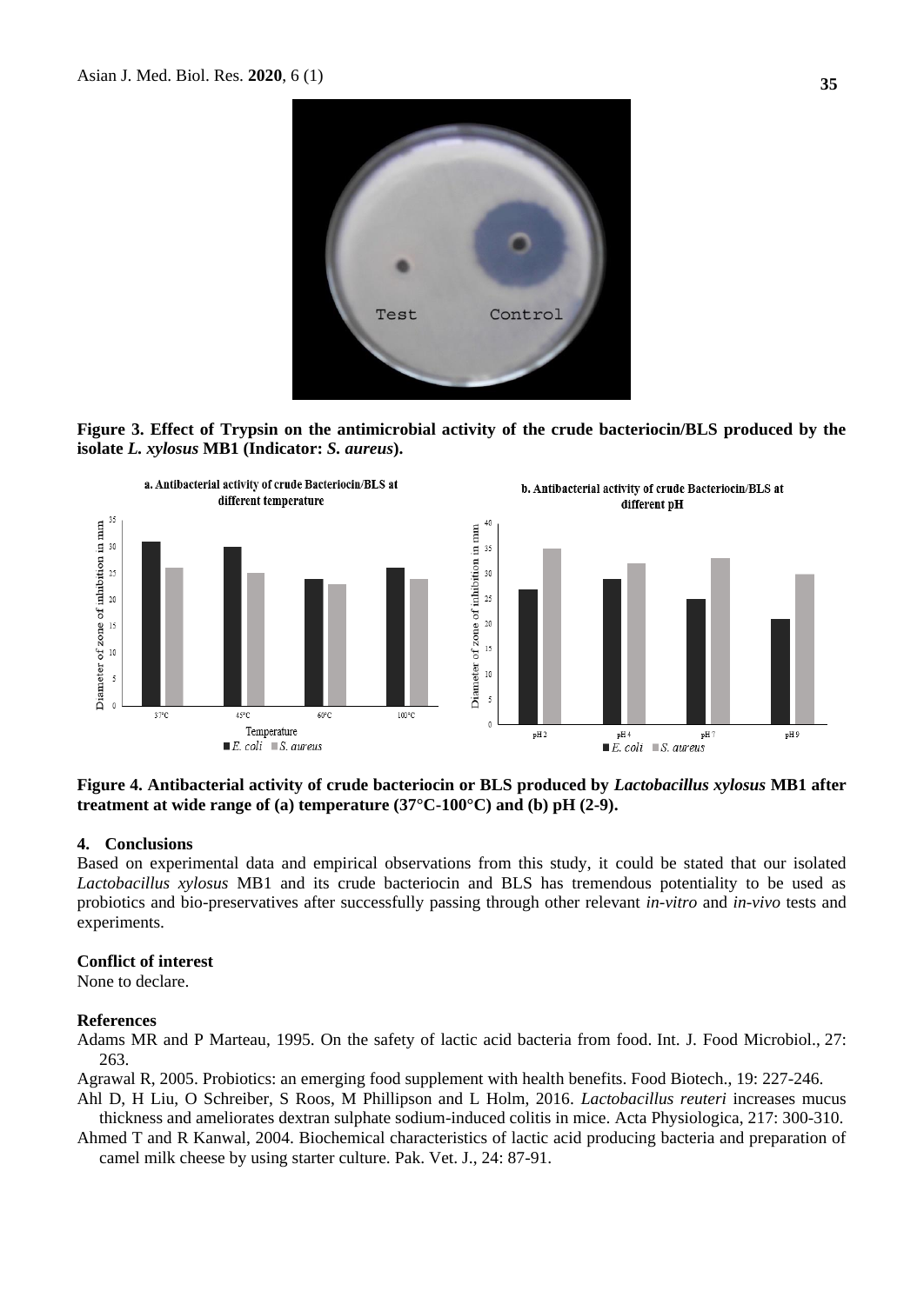Figure 3. **Effect of Trypsin on the antimicrobial activity of the crude bacteriocin/BLS produced by the isolate *L. xylosus* MB1 (Indicator: *S. aureus*).**

**Figure 4. Antibacterial activity of crude bacteriocin or BLS produced by *Lactobacillus xylosus* MB1 after treatment at wide range of (a) temperature (37°C-100°C) and (b) pH (2-9).**

## 4. Conclusions

Based on experimental data and empirical observations from this study, it could be stated that our isolated *Lactobacillus xylosus* MB1 and its crude bacteriocin and BLS has tremendous potentiality to be used as probiotics and bio-preservatives after successfully passing through other relevant *in-vitro* and *in-vivo* tests and experiments.

### Conflict of interest

None to declare.

### References

Adams MR and P Marteau, 1995. On the safety of lactic acid bacteria from food. Int. J. Food Microbiol., 27: 263.

Agrawal R, 2005. Probiotics: an emerging food supplement with health benefits. Food Biotech., 19: 227-246.

Ahl D, H Liu, O Schreiber, S Roos, M Phillipson and L Holm, 2016. *Lactobacillus reuteri* increases mucus thickness and ameliorates dextran sulphate sodium-induced colitis in mice. Acta Physiologica, 217: 300-310.

Ahmed T and R Kanwal, 2004. Biochemical characteristics of lactic acid producing bacteria and preparation of camel milk cheese by using starter culture. Pak. Vet. J., 24: 87-91.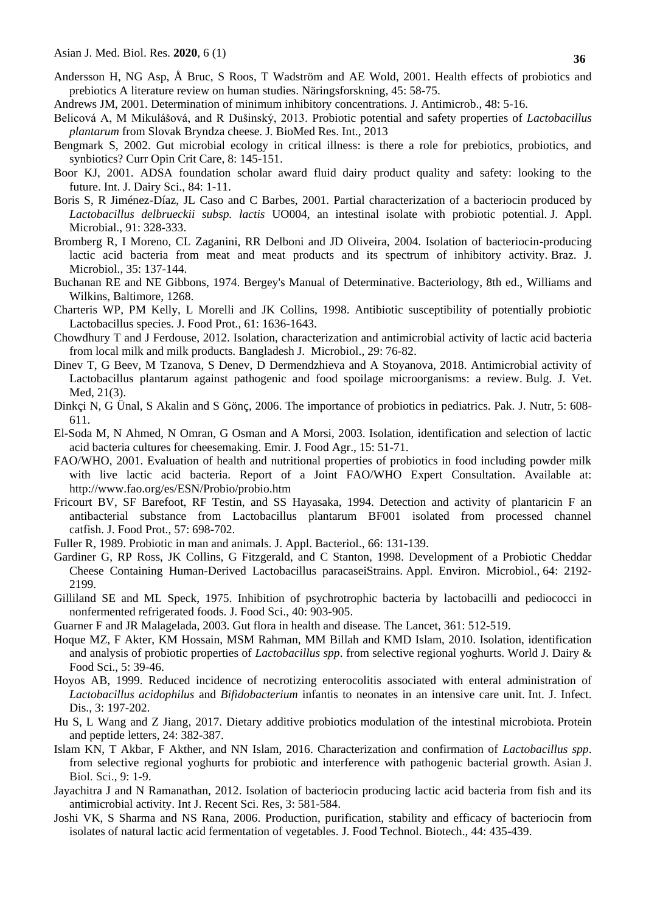Andersson H, NG Asp, Å Bruc, S Roos, T Wadström and AE Wold, 2001. Health effects of probiotics and prebiotics A literature review on human studies. Näringsforskning, 45: 58-75.

Andrews JM, 2001. Determination of minimum inhibitory concentrations. J. Antimicrob., 48: 5-16.

Belicová A, M Mikulášová, and R Dušinský, 2013. Probiotic potential and safety properties of *Lactobacillus plantarum* from Slovak Bryndza cheese. J. BioMed Res. Int., 2013

Bengmark S, 2002. Gut microbial ecology in critical illness: is there a role for prebiotics, probiotics, and synbiotics? Curr Opin Crit Care, 8: 145-151.

Boor KJ, 2001. ADSA foundation scholar award fluid dairy product quality and safety: looking to the future. Int. J. Dairy Sci., 84: 1-11.

Boris S, R Jiménez-Díaz, JL Caso and C Barbes, 2001. Partial characterization of a bacteriocin produced by *Lactobacillus delbrueckii subsp. lactis* UO004, an intestinal isolate with probiotic potential. J. Appl. Microbial., 91: 328-333.

Bromberg R, I Moreno, CL Zaganini, RR Delboni and JD Oliveira, 2004. Isolation of bacteriocin-producing lactic acid bacteria from meat and meat products and its spectrum of inhibitory activity. Braz. J. Microbiol., 35: 137-144.

Buchanan RE and NE Gibbons, 1974. Bergey's Manual of Determinative. Bacteriology, 8th ed., Williams and Wilkins, Baltimore, 1268.

Charteris WP, PM Kelly, L Morelli and JK Collins, 1998. Antibiotic susceptibility of potentially probiotic Lactobacillus species. J. Food Prot., 61: 1636-1643.

Chowdhury T and J Ferdouse, 2012. Isolation, characterization and antimicrobial activity of lactic acid bacteria from local milk and milk products. Bangladesh J. Microbiol., 29: 76-82.

Dinev T, G Beev, M Tzanova, S Denev, D Dermendzhieva and A Stoyanova, 2018. Antimicrobial activity of Lactobacillus plantarum against pathogenic and food spoilage microorganisms: a review. Bulg. J. Vet. Med, 21(3).

Dinkçi N, G Ünal, S Akalin and S Gönç, 2006. The importance of probiotics in pediatrics. Pak. J. Nutr, 5: 608-611.

El-Soda M, N Ahmed, N Omran, G Osman and A Morsi, 2003. Isolation, identification and selection of lactic acid bacteria cultures for cheesemaking. Emir. J. Food Agr., 15: 51-71.

FAO/WHO, 2001. Evaluation of health and nutritional properties of probiotics in food including powder milk with live lactic acid bacteria. Report of a Joint FAO/WHO Expert Consultation. Available at: http://www.fao.org/es/ESN/Probio/probio.htm

Fricourt BV, SF Barefoot, RF Testin, and SS Hayasaka, 1994. Detection and activity of plantaricin F an antibacterial substance from Lactobacillus plantarum BF001 isolated from processed channel catfish. J. Food Prot., 57: 698-702.

Fuller R, 1989. Probiotic in man and animals. J. Appl. Bacteriol., 66: 131-139.

Gardiner G, RP Ross, JK Collins, G Fitzgerald, and C Stanton, 1998. Development of a Probiotic Cheddar Cheese Containing Human-Derived Lactobacillus paracaseiStrains. Appl. Environ. Microbiol., 64: 2192-2199.

Gilliland SE and ML Speck, 1975. Inhibition of psychrotrophic bacteria by lactobacilli and pediococci in nonfermented refrigerated foods. J. Food Sci., 40: 903-905.

Guarner F and JR Malagelada, 2003. Gut flora in health and disease. The Lancet, 361: 512-519.

Hoque MZ, F Akter, KM Hossain, MSM Rahman, MM Billah and KMD Islam, 2010. Isolation, identification and analysis of probiotic properties of *Lactobacillus spp*. from selective regional yoghurts. World J. Dairy & Food Sci., 5: 39-46.

Hoyos AB, 1999. Reduced incidence of necrotizing enterocolitis associated with enteral administration of *Lactobacillus acidophilus* and *Bifidobacterium* infantis to neonates in an intensive care unit. Int. J. Infect. Dis., 3: 197-202.

Hu S, L Wang and Z Jiang, 2017. Dietary additive probiotics modulation of the intestinal microbiota. Protein and peptide letters, 24: 382-387.

Islam KN, T Akbar, F Akther, and NN Islam, 2016. Characterization and confirmation of *Lactobacillus spp*. from selective regional yoghurts for probiotic and interference with pathogenic bacterial growth. Asian J. Biol. Sci., 9: 1-9.

Jayachitra J and N Ramanathan, 2012. Isolation of bacteriocin producing lactic acid bacteria from fish and its antimicrobial activity. Int J. Recent Sci. Res, 3: 581-584.

Joshi VK, S Sharma and NS Rana, 2006. Production, purification, stability and efficacy of bacteriocin from isolates of natural lactic acid fermentation of vegetables. J. Food Technol. Biotech., 44: 435-439.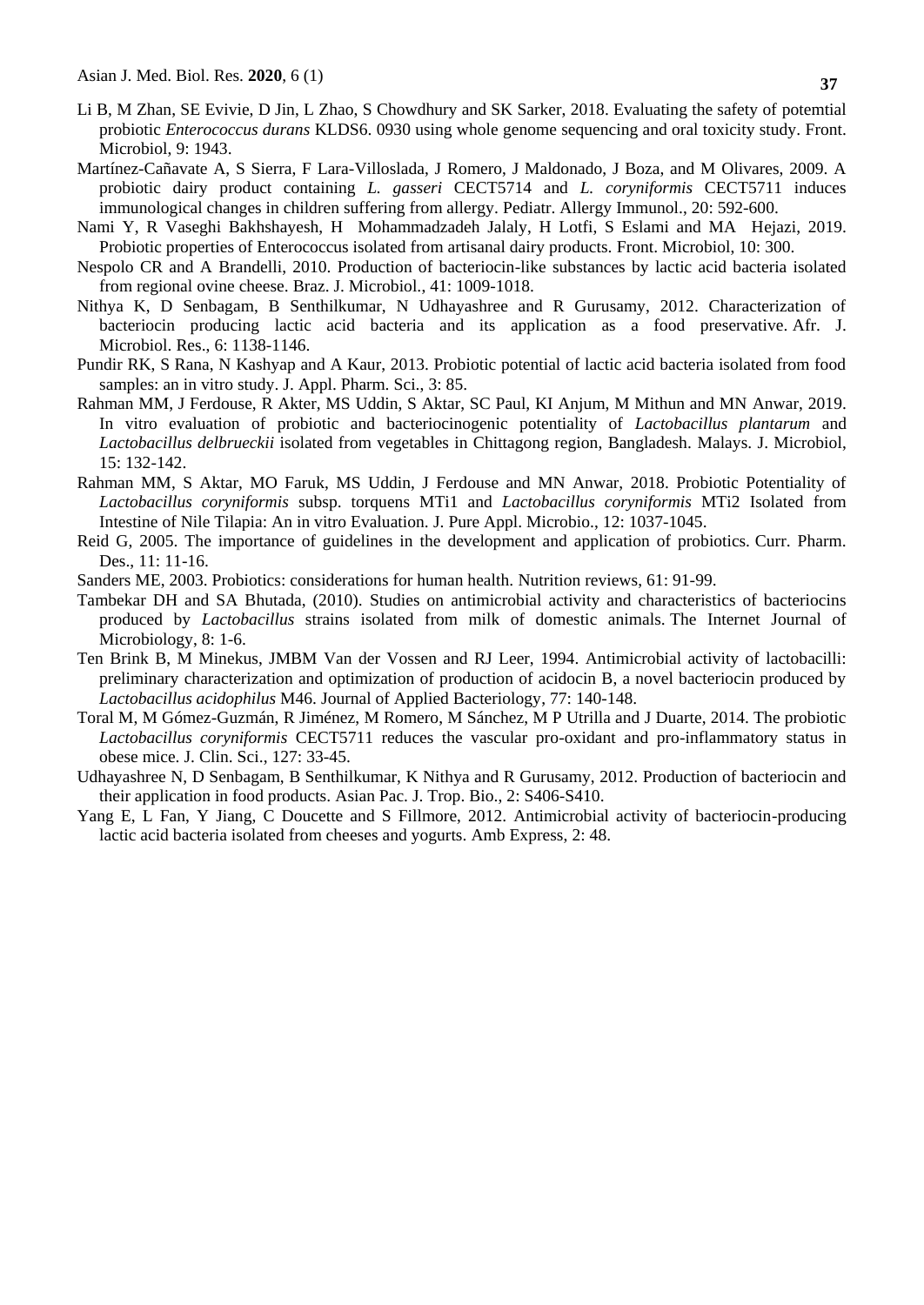Li B, M Zhan, SE Evivie, D Jin, L Zhao, S Chowdhury and SK Sarker, 2018. Evaluating the safety of potemtial probiotic *Enterococcus durans* KLDS6. 0930 using whole genome sequencing and oral toxicity study. Front. Microbiol, 9: 1943.

Martínez-Cañavate A, S Sierra, F Lara-Villoslada, J Romero, J Maldonado, J Boza, and M Olivares, 2009. A probiotic dairy product containing *L. gasseri* CECT5714 and *L. coryniformis* CECT5711 induces immunological changes in children suffering from allergy. Pediatr. Allergy Immunol., 20: 592-600.

Nami Y, R Vaseghi Bakhshayesh, H Mohammadzadeh Jalaly, H Lotfi, S Eslami and MA Hejazi, 2019. Probiotic properties of Enterococcus isolated from artisanal dairy products. Front. Microbiol, 10: 300.

Nespolo CR and A Brandelli, 2010. Production of bacteriocin-like substances by lactic acid bacteria isolated from regional ovine cheese. Braz. J. Microbiol., 41: 1009-1018.

Nithya K, D Senbagam, B Senthilkumar, N Udhayashree and R Gurusamy, 2012. Characterization of bacteriocin producing lactic acid bacteria and its application as a food preservative. Afr. J. Microbiol. Res., 6: 1138-1146.

Pundir RK, S Rana, N Kashyap and A Kaur, 2013. Probiotic potential of lactic acid bacteria isolated from food samples: an in vitro study. J. Appl. Pharm. Sci., 3: 85.

Rahman MM, J Ferdouse, R Akter, MS Uddin, S Aktar, SC Paul, KI Anjum, M Mithun and MN Anwar, 2019. In vitro evaluation of probiotic and bacteriocinogenic potentiality of *Lactobacillus plantarum* and *Lactobacillus delbrueckii* isolated from vegetables in Chittagong region, Bangladesh. Malays. J. Microbiol, 15: 132-142.

Rahman MM, S Aktar, MO Faruk, MS Uddin, J Ferdouse and MN Anwar, 2018. Probiotic Potentiality of *Lactobacillus coryniformis* subsp. torquens MTi1 and *Lactobacillus coryniformis* MTi2 Isolated from Intestine of Nile Tilapia: An in vitro Evaluation. J. Pure Appl. Microbio., 12: 1037-1045.

Reid G, 2005. The importance of guidelines in the development and application of probiotics. Curr. Pharm. Des., 11: 11-16.

Sanders ME, 2003. Probiotics: considerations for human health. Nutrition reviews, 61: 91-99.

Tambekar DH and SA Bhutada, (2010). Studies on antimicrobial activity and characteristics of bacteriocins produced by *Lactobacillus* strains isolated from milk of domestic animals. The Internet Journal of Microbiology, 8: 1-6.

Ten Brink B, M Minekus, JMBM Van der Vossen and RJ Leer, 1994. Antimicrobial activity of lactobacilli: preliminary characterization and optimization of production of acidocin B, a novel bacteriocin produced by *Lactobacillus acidophilus* M46. Journal of Applied Bacteriology, 77: 140-148.

Toral M, M Gómez-Guzmán, R Jiménez, M Romero, M Sánchez, M P Utrilla and J Duarte, 2014. The probiotic *Lactobacillus coryniformis* CECT5711 reduces the vascular pro-oxidant and pro-inflammatory status in obese mice. J. Clin. Sci., 127: 33-45.

Udhayashree N, D Senbagam, B Senthilkumar, K Nithya and R Gurusamy, 2012. Production of bacteriocin and their application in food products. Asian Pac. J. Trop. Bio., 2: S406-S410.

Yang E, L Fan, Y Jiang, C Doucette and S Fillmore, 2012. Antimicrobial activity of bacteriocin-producing lactic acid bacteria isolated from cheeses and yogurts. Amb Express, 2: 48.